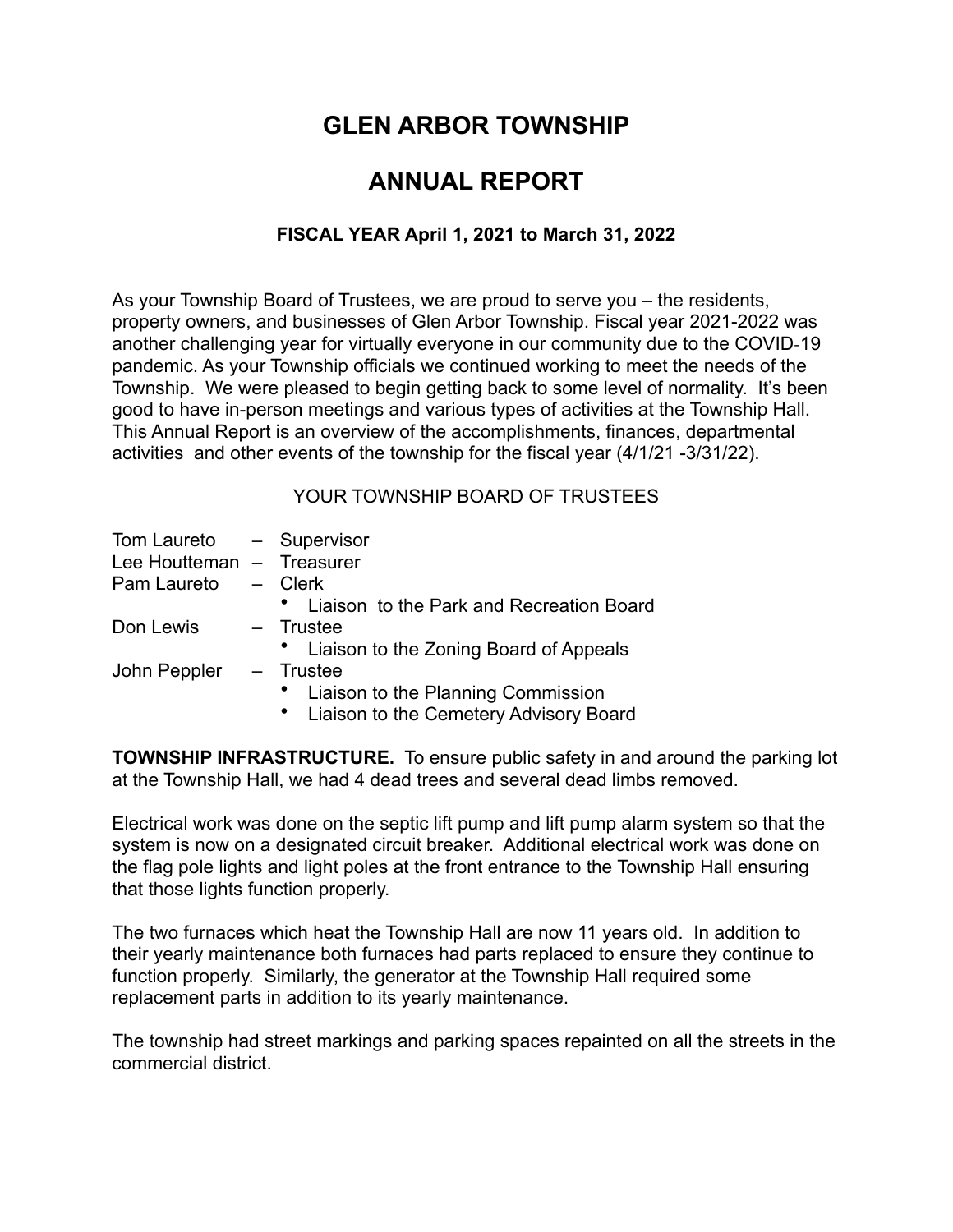# GLEN ARBOR TOWNSHIP

# ANNUAL REPORT

### FISCAL YEAR April 1, 2021 to March 31, 2022

As your Township Board of Trustees, we are proud to serve you – the residents, property owners, and businesses of Glen Arbor Township. Fiscal year 2021-2022 was another challenging year for virtually everyone in our community due to the COVID-19 pandemic. As your Township officials we continued working to meet the needs of the Township. We were pleased to begin getting back to some level of normality. It's been good to have in-person meetings and various types of activities at the Township Hall. This Annual Report is an overview of the accomplishments, finances, departmental activities and other events of the township for the fiscal year (4/1/21 -3/31/22).

YOUR TOWNSHIP BOARD OF TRUSTEES

Tom Laureto – Supervisor
Lee Houtteman – Treasurer
Pam Laureto – Clerk
- Liaison to the Park and Recreation Board

Don Lewis – Trustee
- Liaison to the Zoning Board of Appeals

John Peppler – Trustee
- Liaison to the Planning Commission
- Liaison to the Cemetery Advisory Board

**TOWNSHIP INFRASTRUCTURE.** To ensure public safety in and around the parking lot at the Township Hall, we had 4 dead trees and several dead limbs removed.

Electrical work was done on the septic lift pump and lift pump alarm system so that the system is now on a designated circuit breaker. Additional electrical work was done on the flag pole lights and light poles at the front entrance to the Township Hall ensuring that those lights function properly.

The two furnaces which heat the Township Hall are now 11 years old. In addition to their yearly maintenance both furnaces had parts replaced to ensure they continue to function properly. Similarly, the generator at the Township Hall required some replacement parts in addition to its yearly maintenance.

The township had street markings and parking spaces repainted on all the streets in the commercial district.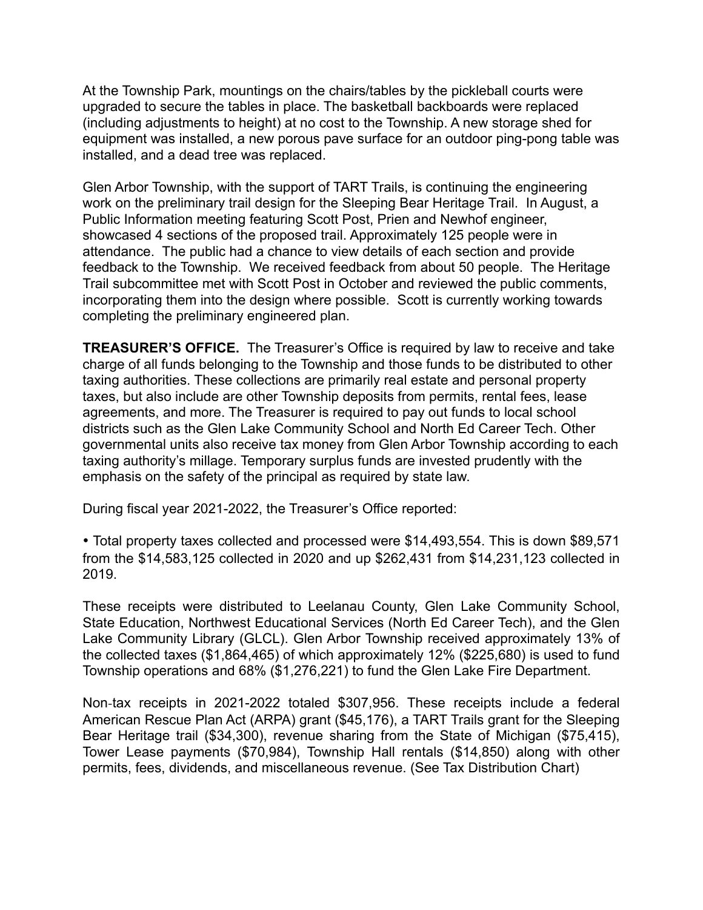At the Township Park, mountings on the chairs/tables by the pickleball courts were upgraded to secure the tables in place. The basketball backboards were replaced (including adjustments to height) at no cost to the Township. A new storage shed for equipment was installed, a new porous pave surface for an outdoor ping-pong table was installed, and a dead tree was replaced.

Glen Arbor Township, with the support of TART Trails, is continuing the engineering work on the preliminary trail design for the Sleeping Bear Heritage Trail. In August, a Public Information meeting featuring Scott Post, Prien and Newhof engineer, showcased 4 sections of the proposed trail. Approximately 125 people were in attendance. The public had a chance to view details of each section and provide feedback to the Township. We received feedback from about 50 people. The Heritage Trail subcommittee met with Scott Post in October and reviewed the public comments, incorporating them into the design where possible. Scott is currently working towards completing the preliminary engineered plan.

**TREASURER'S OFFICE.** The Treasurer's Office is required by law to receive and take charge of all funds belonging to the Township and those funds to be distributed to other taxing authorities. These collections are primarily real estate and personal property taxes, but also include are other Township deposits from permits, rental fees, lease agreements, and more. The Treasurer is required to pay out funds to local school districts such as the Glen Lake Community School and North Ed Career Tech. Other governmental units also receive tax money from Glen Arbor Township according to each taxing authority's millage. Temporary surplus funds are invested prudently with the emphasis on the safety of the principal as required by state law.

During fiscal year 2021-2022, the Treasurer's Office reported:

- Total property taxes collected and processed were $14,493,554. This is down $89,571 from the $14,583,125 collected in 2020 and up $262,431 from $14,231,123 collected in 2019.

These receipts were distributed to Leelanau County, Glen Lake Community School, State Education, Northwest Educational Services (North Ed Career Tech), and the Glen Lake Community Library (GLCL). Glen Arbor Township received approximately 13% of the collected taxes ($1,864,465) of which approximately 12% ($225,680) is used to fund Township operations and 68% ($1,276,221) to fund the Glen Lake Fire Department.

Non-tax receipts in 2021-2022 totaled $307,956. These receipts include a federal American Rescue Plan Act (ARPA) grant ($45,176), a TART Trails grant for the Sleeping Bear Heritage trail ($34,300), revenue sharing from the State of Michigan ($75,415), Tower Lease payments ($70,984), Township Hall rentals ($14,850) along with other permits, fees, dividends, and miscellaneous revenue. (See Tax Distribution Chart)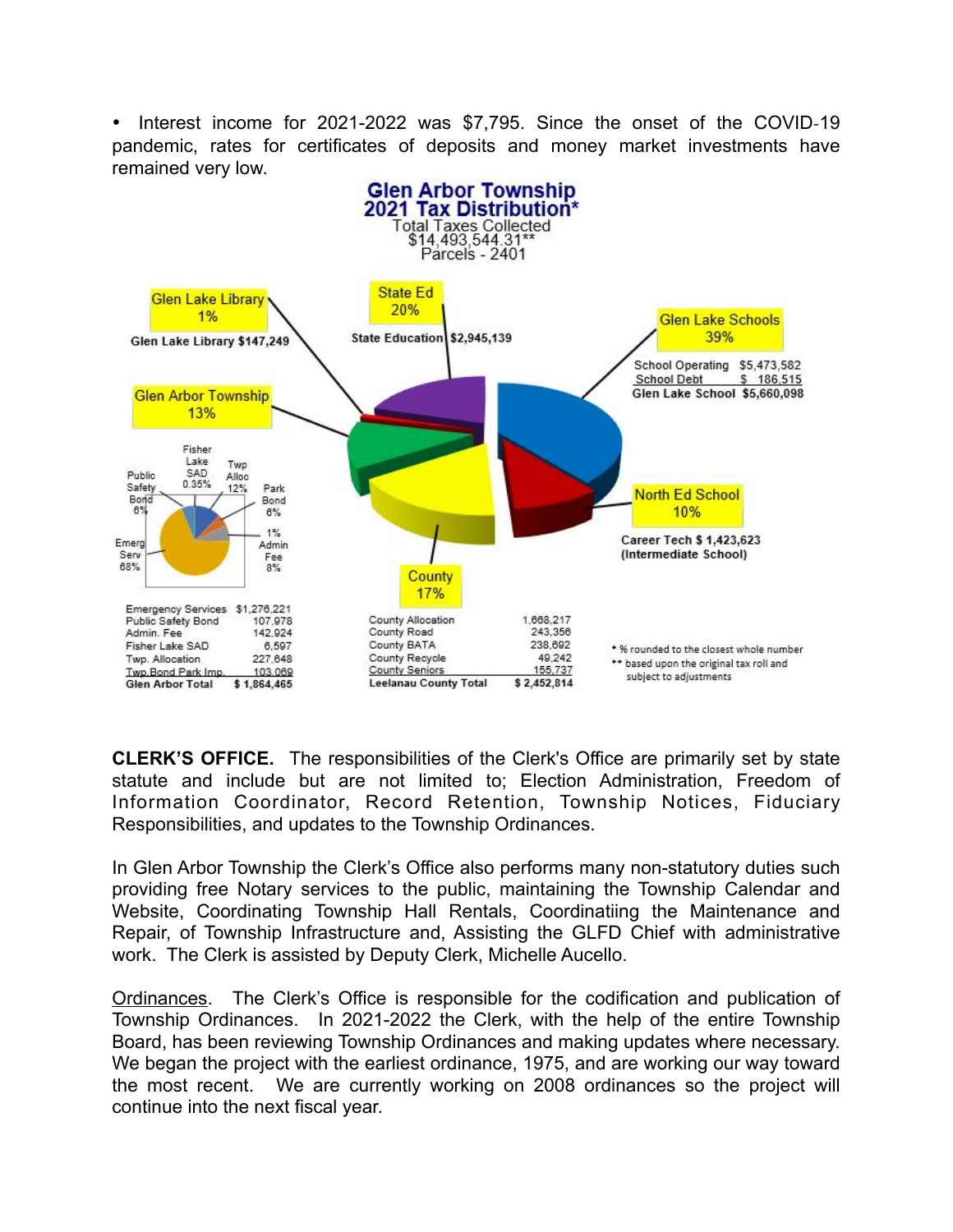• Interest income for 2021-2022 was $7,795. Since the onset of the COVID-19 pandemic, rates for certificates of deposits and money market investments have remained very low.

**Glen Arbor Township**
**2021 Tax Distribution***
Total Taxes Collected
$14,493,544.31**
Parcels - 2401

Glen Lake Library 1%
Glen Lake Library $147,249

State Ed 20%
State Education $2,945,139

Glen Lake Schools 39%

| | |
|---|---|
| School Operating | $5,473,582 |
| School Debt | $ 186,515 |
| **Glen Lake School** | **$5,660,098** |

Glen Arbor Township 13%

Fisher Lake SAD 0.35%
Twp Alloc 12%
Public Safety Bond 6%
Park Bond 6%
1% Admin Fee 8%
Emerg Serv 68%

North Ed School 10%
Career Tech $ 1,423,623
(Intermediate School)

County 17%

| | |
|---|---|
| Emergency Services | $1,276,221 |
| Public Safety Bond | 107,978 |
| Admin. Fee | 142,924 |
| Fisher Lake SAD | 6,597 |
| Twp. Allocation | 227,648 |
| Twp.Bond Park Imp. | 103,069 |
| **Glen Arbor Total** | **$ 1,864,465** |

| | |
|---|---|
| County Allocation | 1,668,217 |
| County Road | 243,356 |
| County BATA | 238,692 |
| County Recycle | 49,242 |
| County Seniors | 155,737 |
| **Leelanau County Total** | **$ 2,452,814** |

\* % rounded to the closest whole number
\*\* based upon the original tax roll and subject to adjustments

**CLERK'S OFFICE.** The responsibilities of the Clerk's Office are primarily set by state statute and include but are not limited to; Election Administration, Freedom of Information Coordinator, Record Retention, Township Notices, Fiduciary Responsibilities, and updates to the Township Ordinances.

In Glen Arbor Township the Clerk's Office also performs many non-statutory duties such providing free Notary services to the public, maintaining the Township Calendar and Website, Coordinating Township Hall Rentals, Coordinatiing the Maintenance and Repair, of Township Infrastructure and, Assisting the GLFD Chief with administrative work. The Clerk is assisted by Deputy Clerk, Michelle Aucello.

<u>Ordinances</u>. The Clerk's Office is responsible for the codification and publication of Township Ordinances. In 2021-2022 the Clerk, with the help of the entire Township Board, has been reviewing Township Ordinances and making updates where necessary. We began the project with the earliest ordinance, 1975, and are working our way toward the most recent. We are currently working on 2008 ordinances so the project will continue into the next fiscal year.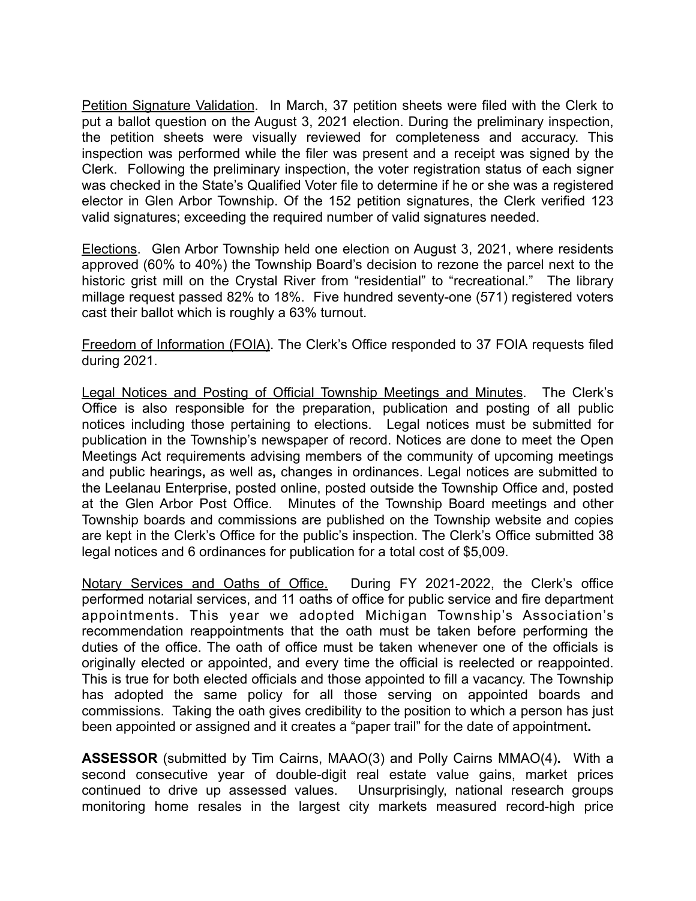Petition Signature Validation. In March, 37 petition sheets were filed with the Clerk to put a ballot question on the August 3, 2021 election. During the preliminary inspection, the petition sheets were visually reviewed for completeness and accuracy. This inspection was performed while the filer was present and a receipt was signed by the Clerk. Following the preliminary inspection, the voter registration status of each signer was checked in the State's Qualified Voter file to determine if he or she was a registered elector in Glen Arbor Township. Of the 152 petition signatures, the Clerk verified 123 valid signatures; exceeding the required number of valid signatures needed.

Elections. Glen Arbor Township held one election on August 3, 2021, where residents approved (60% to 40%) the Township Board's decision to rezone the parcel next to the historic grist mill on the Crystal River from "residential" to "recreational." The library millage request passed 82% to 18%. Five hundred seventy-one (571) registered voters cast their ballot which is roughly a 63% turnout.

Freedom of Information (FOIA). The Clerk's Office responded to 37 FOIA requests filed during 2021.

Legal Notices and Posting of Official Township Meetings and Minutes. The Clerk's Office is also responsible for the preparation, publication and posting of all public notices including those pertaining to elections. Legal notices must be submitted for publication in the Township's newspaper of record. Notices are done to meet the Open Meetings Act requirements advising members of the community of upcoming meetings and public hearings**,** as well as**,** changes in ordinances. Legal notices are submitted to the Leelanau Enterprise, posted online, posted outside the Township Office and, posted at the Glen Arbor Post Office. Minutes of the Township Board meetings and other Township boards and commissions are published on the Township website and copies are kept in the Clerk's Office for the public's inspection. The Clerk's Office submitted 38 legal notices and 6 ordinances for publication for a total cost of $5,009.

Notary Services and Oaths of Office. During FY 2021-2022, the Clerk's office performed notarial services, and 11 oaths of office for public service and fire department appointments. This year we adopted Michigan Township's Association's recommendation reappointments that the oath must be taken before performing the duties of the office. The oath of office must be taken whenever one of the officials is originally elected or appointed, and every time the official is reelected or reappointed. This is true for both elected officials and those appointed to fill a vacancy. The Township has adopted the same policy for all those serving on appointed boards and commissions. Taking the oath gives credibility to the position to which a person has just been appointed or assigned and it creates a "paper trail" for the date of appointment**.**

**ASSESSOR** (submitted by Tim Cairns, MAAO(3) and Polly Cairns MMAO(4)**.** With a second consecutive year of double-digit real estate value gains, market prices continued to drive up assessed values. Unsurprisingly, national research groups monitoring home resales in the largest city markets measured record-high price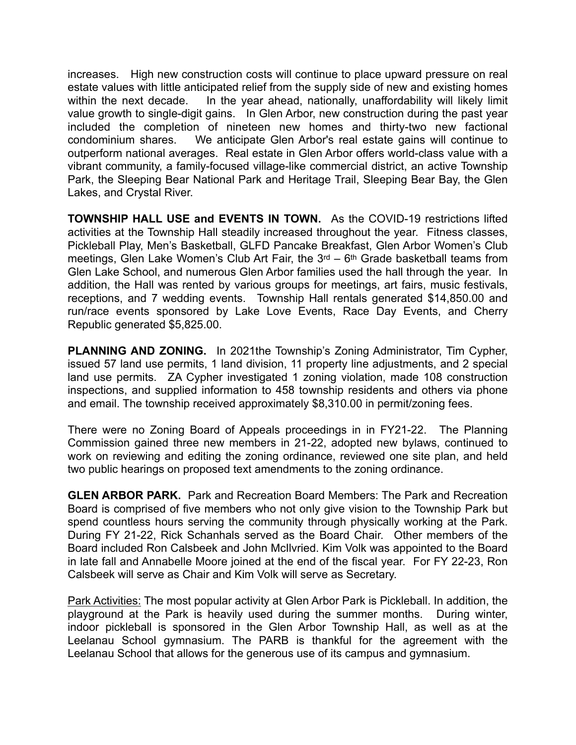increases. High new construction costs will continue to place upward pressure on real estate values with little anticipated relief from the supply side of new and existing homes within the next decade. In the year ahead, nationally, unaffordability will likely limit value growth to single-digit gains. In Glen Arbor, new construction during the past year included the completion of nineteen new homes and thirty-two new factional condominium shares. We anticipate Glen Arbor's real estate gains will continue to outperform national averages. Real estate in Glen Arbor offers world-class value with a vibrant community, a family-focused village-like commercial district, an active Township Park, the Sleeping Bear National Park and Heritage Trail, Sleeping Bear Bay, the Glen Lakes, and Crystal River.

**TOWNSHIP HALL USE and EVENTS IN TOWN.** As the COVID-19 restrictions lifted activities at the Township Hall steadily increased throughout the year. Fitness classes, Pickleball Play, Men's Basketball, GLFD Pancake Breakfast, Glen Arbor Women's Club meetings, Glen Lake Women's Club Art Fair, the 3rd – 6th Grade basketball teams from Glen Lake School, and numerous Glen Arbor families used the hall through the year. In addition, the Hall was rented by various groups for meetings, art fairs, music festivals, receptions, and 7 wedding events. Township Hall rentals generated $14,850.00 and run/race events sponsored by Lake Love Events, Race Day Events, and Cherry Republic generated $5,825.00.

**PLANNING AND ZONING.** In 2021the Township's Zoning Administrator, Tim Cypher, issued 57 land use permits, 1 land division, 11 property line adjustments, and 2 special land use permits. ZA Cypher investigated 1 zoning violation, made 108 construction inspections, and supplied information to 458 township residents and others via phone and email. The township received approximately $8,310.00 in permit/zoning fees.

There were no Zoning Board of Appeals proceedings in in FY21-22. The Planning Commission gained three new members in 21-22, adopted new bylaws, continued to work on reviewing and editing the zoning ordinance, reviewed one site plan, and held two public hearings on proposed text amendments to the zoning ordinance.

**GLEN ARBOR PARK.** Park and Recreation Board Members: The Park and Recreation Board is comprised of five members who not only give vision to the Township Park but spend countless hours serving the community through physically working at the Park. During FY 21-22, Rick Schanhals served as the Board Chair. Other members of the Board included Ron Calsbeek and John McIlvried. Kim Volk was appointed to the Board in late fall and Annabelle Moore joined at the end of the fiscal year. For FY 22-23, Ron Calsbeek will serve as Chair and Kim Volk will serve as Secretary.

Park Activities: The most popular activity at Glen Arbor Park is Pickleball. In addition, the playground at the Park is heavily used during the summer months. During winter, indoor pickleball is sponsored in the Glen Arbor Township Hall, as well as at the Leelanau School gymnasium. The PARB is thankful for the agreement with the Leelanau School that allows for the generous use of its campus and gymnasium.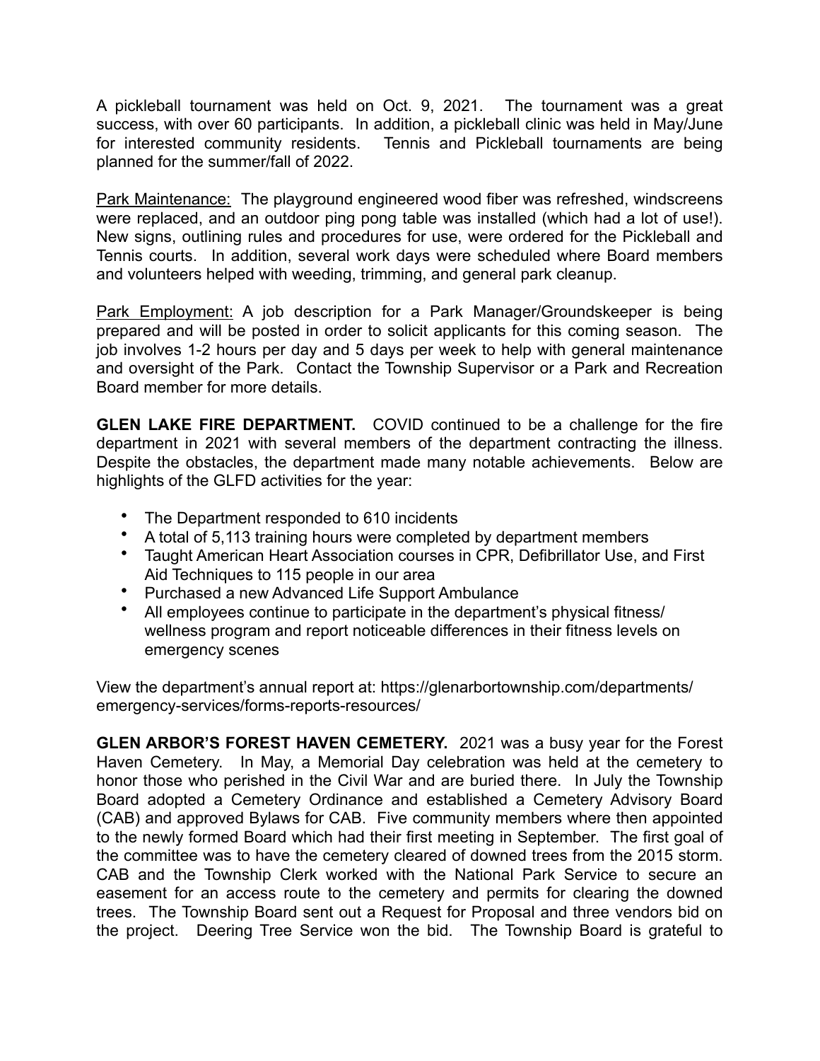A pickleball tournament was held on Oct. 9, 2021. The tournament was a great success, with over 60 participants. In addition, a pickleball clinic was held in May/June for interested community residents. Tennis and Pickleball tournaments are being planned for the summer/fall of 2022.

<u>Park Maintenance:</u> The playground engineered wood fiber was refreshed, windscreens were replaced, and an outdoor ping pong table was installed (which had a lot of use!). New signs, outlining rules and procedures for use, were ordered for the Pickleball and Tennis courts. In addition, several work days were scheduled where Board members and volunteers helped with weeding, trimming, and general park cleanup.

<u>Park Employment:</u> A job description for a Park Manager/Groundskeeper is being prepared and will be posted in order to solicit applicants for this coming season. The job involves 1-2 hours per day and 5 days per week to help with general maintenance and oversight of the Park. Contact the Township Supervisor or a Park and Recreation Board member for more details.

**GLEN LAKE FIRE DEPARTMENT.** COVID continued to be a challenge for the fire department in 2021 with several members of the department contracting the illness. Despite the obstacles, the department made many notable achievements. Below are highlights of the GLFD activities for the year:

- The Department responded to 610 incidents
- A total of 5,113 training hours were completed by department members
- Taught American Heart Association courses in CPR, Defibrillator Use, and First Aid Techniques to 115 people in our area
- Purchased a new Advanced Life Support Ambulance
- All employees continue to participate in the department's physical fitness/ wellness program and report noticeable differences in their fitness levels on emergency scenes

View the department's annual report at: https://glenarbortownship.com/departments/emergency-services/forms-reports-resources/

**GLEN ARBOR'S FOREST HAVEN CEMETERY.** 2021 was a busy year for the Forest Haven Cemetery. In May, a Memorial Day celebration was held at the cemetery to honor those who perished in the Civil War and are buried there. In July the Township Board adopted a Cemetery Ordinance and established a Cemetery Advisory Board (CAB) and approved Bylaws for CAB. Five community members where then appointed to the newly formed Board which had their first meeting in September. The first goal of the committee was to have the cemetery cleared of downed trees from the 2015 storm. CAB and the Township Clerk worked with the National Park Service to secure an easement for an access route to the cemetery and permits for clearing the downed trees. The Township Board sent out a Request for Proposal and three vendors bid on the project. Deering Tree Service won the bid. The Township Board is grateful to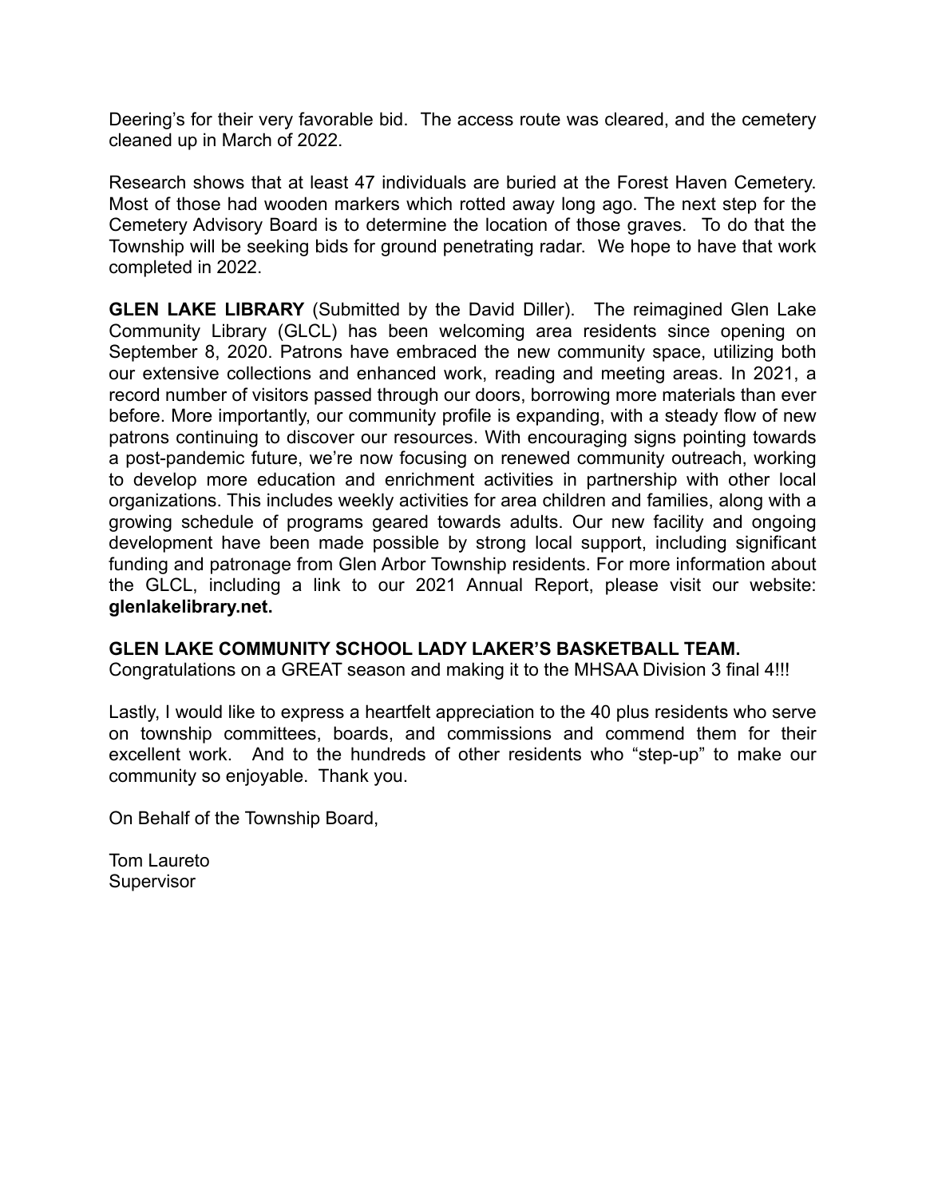Deering's for their very favorable bid. The access route was cleared, and the cemetery cleaned up in March of 2022.

Research shows that at least 47 individuals are buried at the Forest Haven Cemetery. Most of those had wooden markers which rotted away long ago. The next step for the Cemetery Advisory Board is to determine the location of those graves. To do that the Township will be seeking bids for ground penetrating radar. We hope to have that work completed in 2022.

**GLEN LAKE LIBRARY** (Submitted by the David Diller). The reimagined Glen Lake Community Library (GLCL) has been welcoming area residents since opening on September 8, 2020. Patrons have embraced the new community space, utilizing both our extensive collections and enhanced work, reading and meeting areas. In 2021, a record number of visitors passed through our doors, borrowing more materials than ever before. More importantly, our community profile is expanding, with a steady flow of new patrons continuing to discover our resources. With encouraging signs pointing towards a post-pandemic future, we're now focusing on renewed community outreach, working to develop more education and enrichment activities in partnership with other local organizations. This includes weekly activities for area children and families, along with a growing schedule of programs geared towards adults. Our new facility and ongoing development have been made possible by strong local support, including significant funding and patronage from Glen Arbor Township residents. For more information about the GLCL, including a link to our 2021 Annual Report, please visit our website: **glenlakelibrary.net.**

**GLEN LAKE COMMUNITY SCHOOL LADY LAKER'S BASKETBALL TEAM.**
Congratulations on a GREAT season and making it to the MHSAA Division 3 final 4!!!

Lastly, I would like to express a heartfelt appreciation to the 40 plus residents who serve on township committees, boards, and commissions and commend them for their excellent work. And to the hundreds of other residents who "step-up" to make our community so enjoyable. Thank you.

On Behalf of the Township Board,

Tom Laureto
Supervisor